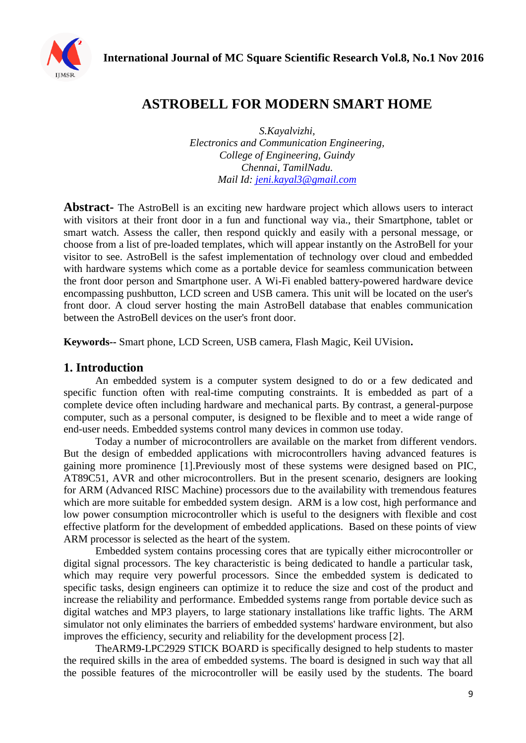# ASTROBELL FOR MODERN SMART HOME

*S.Kayalvizhi,*
*Electronics and Communication Engineering,*
*College of Engineering, Guindy*
*Chennai, TamilNadu.*
*Mail Id: jeni.kayal3@gmail.com*

**Abstract-** The AstroBell is an exciting new hardware project which allows users to interact with visitors at their front door in a fun and functional way via., their Smartphone, tablet or smart watch. Assess the caller, then respond quickly and easily with a personal message, or choose from a list of pre-loaded templates, which will appear instantly on the AstroBell for your visitor to see. AstroBell is the safest implementation of technology over cloud and embedded with hardware systems which come as a portable device for seamless communication between the front door person and Smartphone user. A Wi-Fi enabled battery-powered hardware device encompassing pushbutton, LCD screen and USB camera. This unit will be located on the user's front door. A cloud server hosting the main AstroBell database that enables communication between the AstroBell devices on the user's front door.

**Keywords--** Smart phone, LCD Screen, USB camera, Flash Magic, Keil UVision**.**

## 1. Introduction

An embedded system is a computer system designed to do or a few dedicated and specific function often with real-time computing constraints. It is embedded as part of a complete device often including hardware and mechanical parts. By contrast, a general-purpose computer, such as a personal computer, is designed to be flexible and to meet a wide range of end-user needs. Embedded systems control many devices in common use today.

Today a number of microcontrollers are available on the market from different vendors. But the design of embedded applications with microcontrollers having advanced features is gaining more prominence [1].Previously most of these systems were designed based on PIC, AT89C51, AVR and other microcontrollers. But in the present scenario, designers are looking for ARM (Advanced RISC Machine) processors due to the availability with tremendous features which are more suitable for embedded system design. ARM is a low cost, high performance and low power consumption microcontroller which is useful to the designers with flexible and cost effective platform for the development of embedded applications. Based on these points of view ARM processor is selected as the heart of the system.

Embedded system contains processing cores that are typically either microcontroller or digital signal processors. The key characteristic is being dedicated to handle a particular task, which may require very powerful processors. Since the embedded system is dedicated to specific tasks, design engineers can optimize it to reduce the size and cost of the product and increase the reliability and performance. Embedded systems range from portable device such as digital watches and MP3 players, to large stationary installations like traffic lights. The ARM simulator not only eliminates the barriers of embedded systems' hardware environment, but also improves the efficiency, security and reliability for the development process [2].

TheARM9-LPC2929 STICK BOARD is specifically designed to help students to master the required skills in the area of embedded systems. The board is designed in such way that all the possible features of the microcontroller will be easily used by the students. The board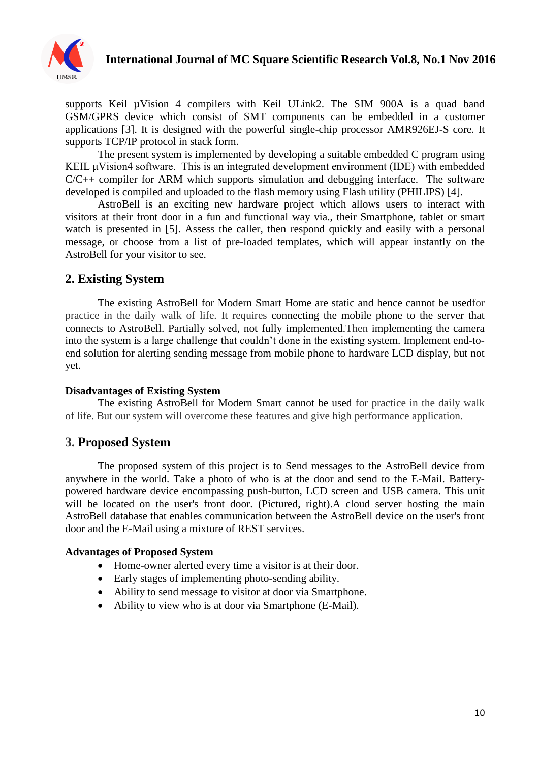supports Keil µVision 4 compilers with Keil ULink2. The SIM 900A is a quad band GSM/GPRS device which consist of SMT components can be embedded in a customer applications [3]. It is designed with the powerful single-chip processor AMR926EJ-S core. It supports TCP/IP protocol in stack form.

The present system is implemented by developing a suitable embedded C program using KEIL µVision4 software. This is an integrated development environment (IDE) with embedded C/C++ compiler for ARM which supports simulation and debugging interface. The software developed is compiled and uploaded to the flash memory using Flash utility (PHILIPS) [4].

AstroBell is an exciting new hardware project which allows users to interact with visitors at their front door in a fun and functional way via., their Smartphone, tablet or smart watch is presented in [5]. Assess the caller, then respond quickly and easily with a personal message, or choose from a list of pre-loaded templates, which will appear instantly on the AstroBell for your visitor to see.

## 2. Existing System

The existing AstroBell for Modern Smart Home are static and hence cannot be usedfor practice in the daily walk of life. It requires connecting the mobile phone to the server that connects to AstroBell. Partially solved, not fully implemented.Then implementing the camera into the system is a large challenge that couldn't done in the existing system. Implement end-to-end solution for alerting sending message from mobile phone to hardware LCD display, but not yet.

### Disadvantages of Existing System

The existing AstroBell for Modern Smart cannot be used for practice in the daily walk of life. But our system will overcome these features and give high performance application.

## 3. Proposed System

The proposed system of this project is to Send messages to the AstroBell device from anywhere in the world. Take a photo of who is at the door and send to the E-Mail. Battery-powered hardware device encompassing push-button, LCD screen and USB camera. This unit will be located on the user's front door. (Pictured, right).A cloud server hosting the main AstroBell database that enables communication between the AstroBell device on the user's front door and the E-Mail using a mixture of REST services.

### Advantages of Proposed System

- Home-owner alerted every time a visitor is at their door.
- Early stages of implementing photo-sending ability.
- Ability to send message to visitor at door via Smartphone.
- Ability to view who is at door via Smartphone (E-Mail).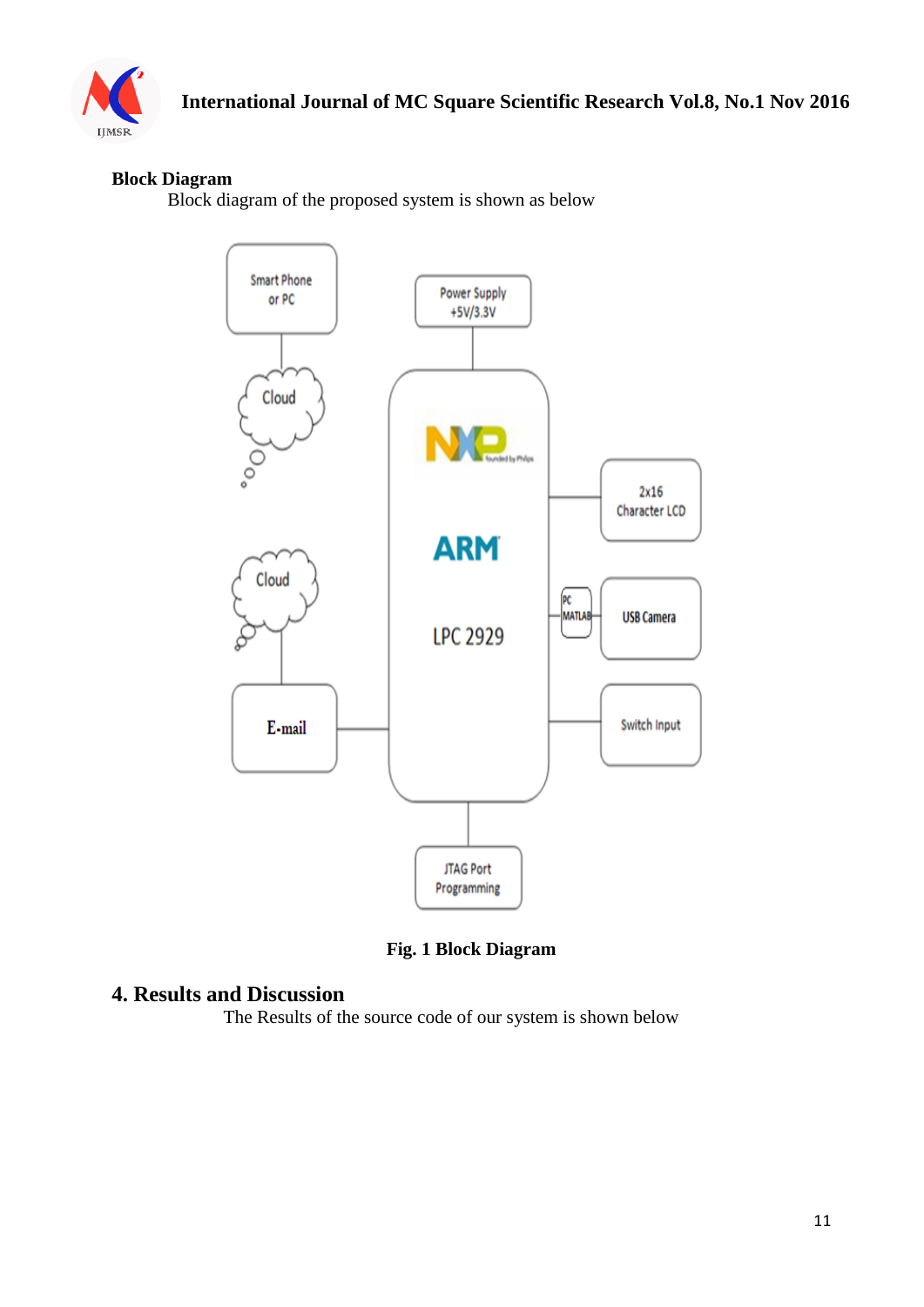**Block Diagram**

Block diagram of the proposed system is shown as below

**Fig. 1 Block Diagram**

## 4. Results and Discussion

The Results of the source code of our system is shown below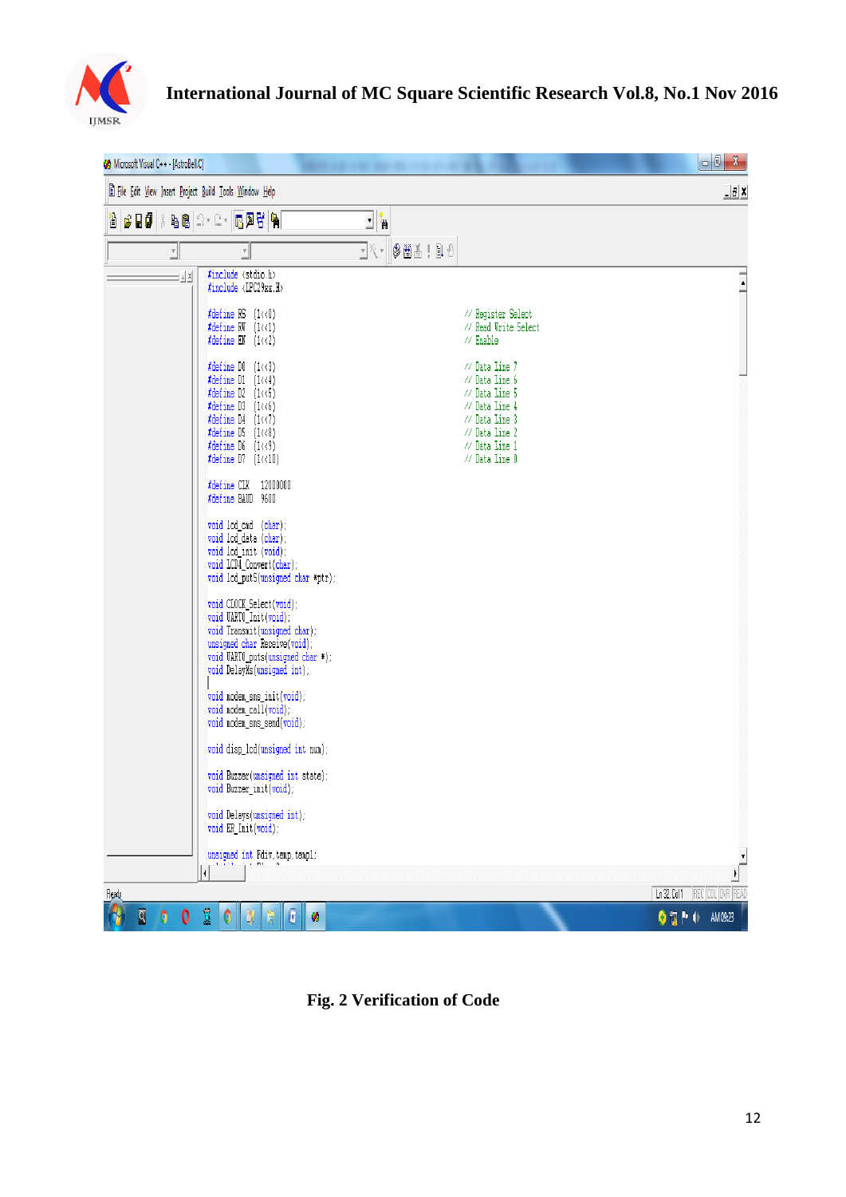```c
#include <stdio.h>
#include <LPC29xx.H>

#define RS  (1<<0)                          // Register Select
#define RW  (1<<1)                          // Read Write Select
#define EN  (1<<2)                          // Enable

#define D0  (1<<3)                          // Data Line 7
#define D1  (1<<4)                          // Data Line 6
#define D2  (1<<5)                          // Data Line 5
#define D3  (1<<6)                          // Data Line 4
#define D4  (1<<7)                          // Data Line 3
#define D5  (1<<8)                          // Data Line 2
#define D6  (1<<9)                          // Data Line 1
#define D7  (1<<10)                         // Data Line 0

#define CLK   12000000
#define BAUD  9600

void lcd_cmd  (char);
void lcd_data (char);
void lcd_init (void);
void LCD4_Convert(char);
void lcd_putS(unsigned char *ptr);

void CLOCK_Select(void);
void UART0_Init(void);
void Transmit(unsigned char);
unsigned char Receive(void);
void UART0_puts(unsigned char *);
void DelayMs(unsigned int);

void modem_sms_init(void);
void modem_call(void);
void modem_sms_send(void);

void disp_lcd(unsigned int num);

void Buzzer(unsigned int state);
void Buzzer_init(void);

void Delays(unsigned int);
void ER_Init(void);

unsigned int Fdiv,temp,temp1;
```

Fig. 2 Verification of Code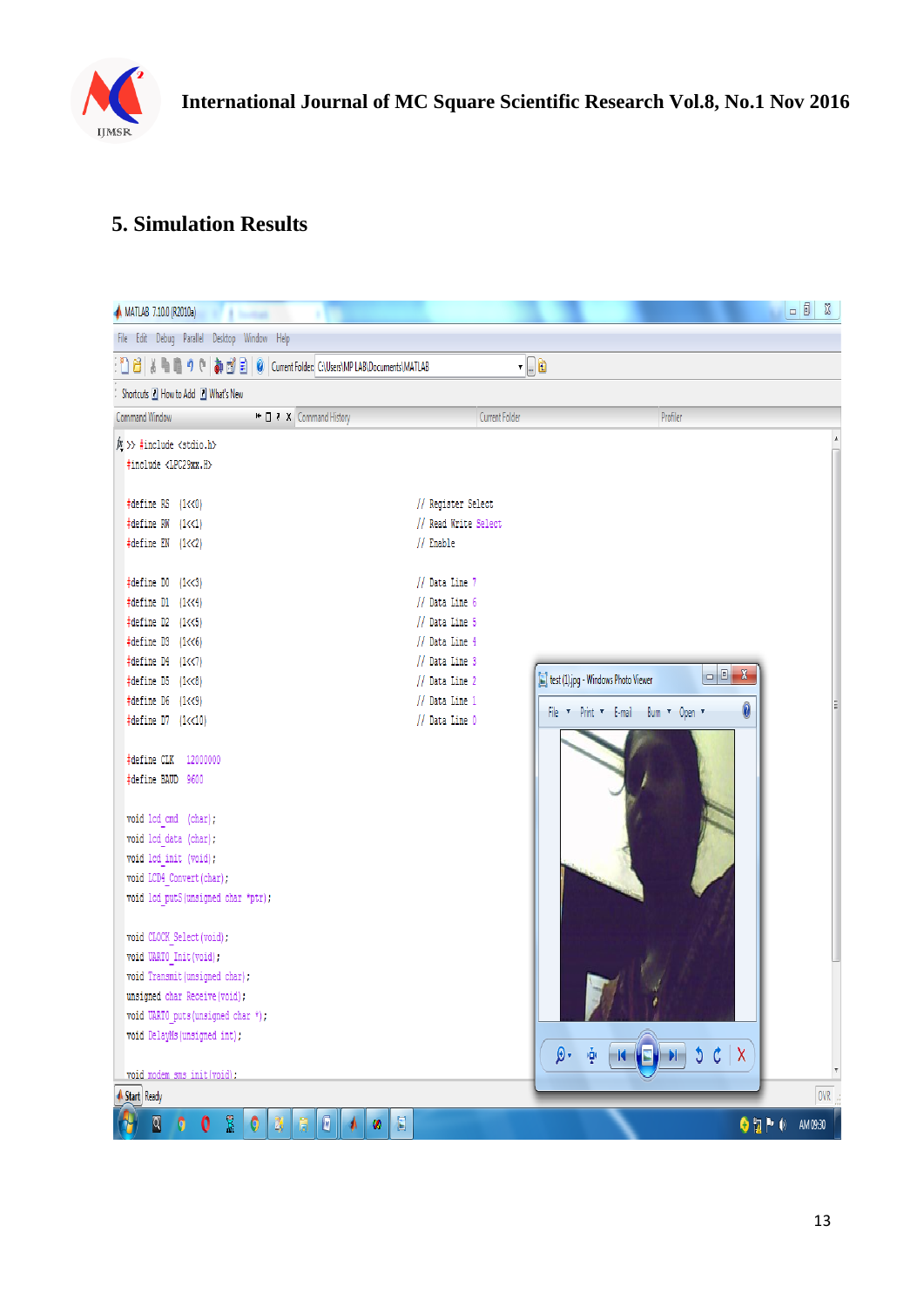## 5. Simulation Results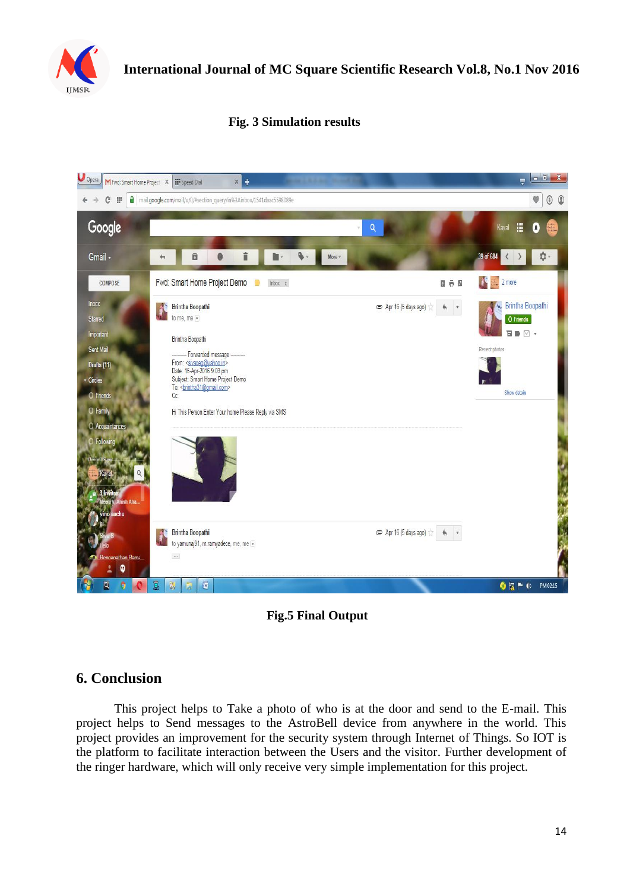**Fig. 3 Simulation results**

**Fig.5 Final Output**

## 6. Conclusion

This project helps to Take a photo of who is at the door and send to the E-mail. This project helps to Send messages to the AstroBell device from anywhere in the world. This project provides an improvement for the security system through Internet of Things. So IOT is the platform to facilitate interaction between the Users and the visitor. Further development of the ringer hardware, which will only receive very simple implementation for this project.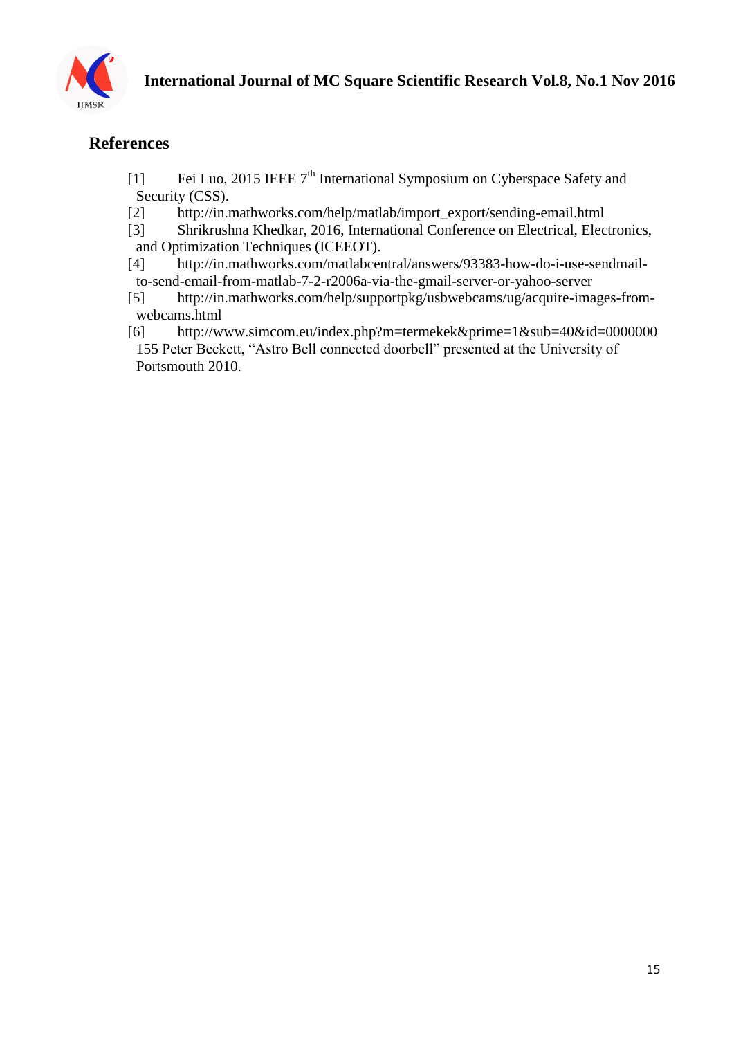## References

[1] Fei Luo, 2015 IEEE 7th International Symposium on Cyberspace Safety and Security (CSS).

[2] http://in.mathworks.com/help/matlab/import_export/sending-email.html

[3] Shrikrushna Khedkar, 2016, International Conference on Electrical, Electronics, and Optimization Techniques (ICEEOT).

[4] http://in.mathworks.com/matlabcentral/answers/93383-how-do-i-use-sendmail-to-send-email-from-matlab-7-2-r2006a-via-the-gmail-server-or-yahoo-server

[5] http://in.mathworks.com/help/supportpkg/usbwebcams/ug/acquire-images-from-webcams.html

[6] http://www.simcom.eu/index.php?m=termekek&prime=1&sub=40&id=0000000155 Peter Beckett, "Astro Bell connected doorbell" presented at the University of Portsmouth 2010.